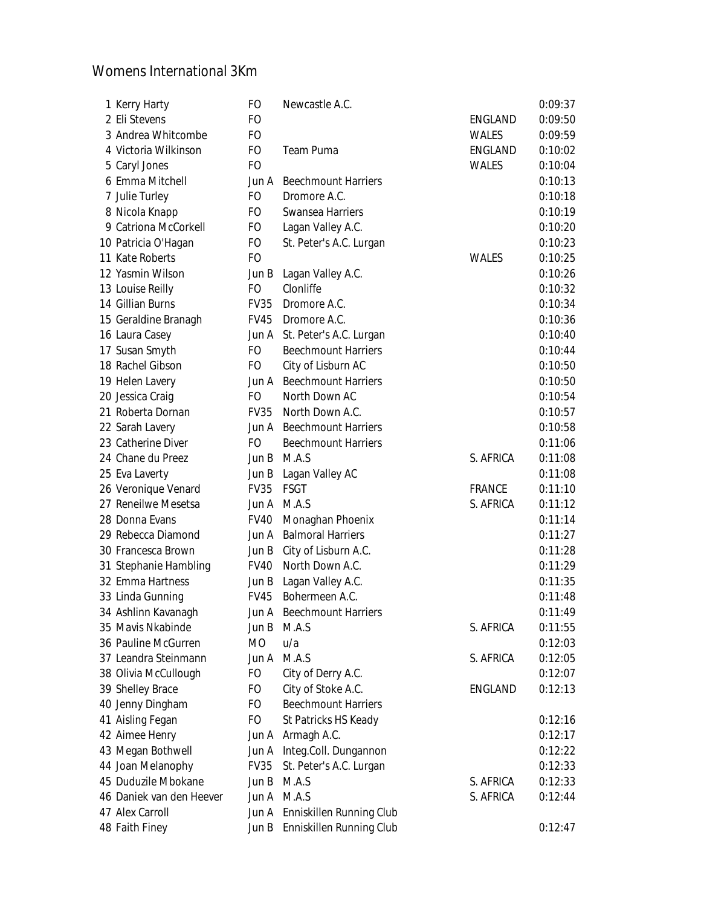# Womens International 3Km

| | | | | | |
|---|---|---|---|---|---|
| 1 | Kerry Harty | FO | Newcastle A.C. | | 0:09:37 |
| 2 | Eli Stevens | FO | | ENGLAND | 0:09:50 |
| 3 | Andrea Whitcombe | FO | | WALES | 0:09:59 |
| 4 | Victoria Wilkinson | FO | Team Puma | ENGLAND | 0:10:02 |
| 5 | Caryl Jones | FO | | WALES | 0:10:04 |
| 6 | Emma Mitchell | Jun A | Beechmount Harriers | | 0:10:13 |
| 7 | Julie Turley | FO | Dromore A.C. | | 0:10:18 |
| 8 | Nicola Knapp | FO | Swansea Harriers | | 0:10:19 |
| 9 | Catriona McCorkell | FO | Lagan Valley A.C. | | 0:10:20 |
| 10 | Patricia O'Hagan | FO | St. Peter's A.C. Lurgan | | 0:10:23 |
| 11 | Kate Roberts | FO | | WALES | 0:10:25 |
| 12 | Yasmin Wilson | Jun B | Lagan Valley A.C. | | 0:10:26 |
| 13 | Louise Reilly | FO | Clonliffe | | 0:10:32 |
| 14 | Gillian Burns | FV35 | Dromore A.C. | | 0:10:34 |
| 15 | Geraldine Branagh | FV45 | Dromore A.C. | | 0:10:36 |
| 16 | Laura Casey | Jun A | St. Peter's A.C. Lurgan | | 0:10:40 |
| 17 | Susan Smyth | FO | Beechmount Harriers | | 0:10:44 |
| 18 | Rachel Gibson | FO | City of Lisburn AC | | 0:10:50 |
| 19 | Helen Lavery | Jun A | Beechmount Harriers | | 0:10:50 |
| 20 | Jessica Craig | FO | North Down AC | | 0:10:54 |
| 21 | Roberta Dornan | FV35 | North Down A.C. | | 0:10:57 |
| 22 | Sarah Lavery | Jun A | Beechmount Harriers | | 0:10:58 |
| 23 | Catherine Diver | FO | Beechmount Harriers | | 0:11:06 |
| 24 | Chane du Preez | Jun B | M.A.S | S. AFRICA | 0:11:08 |
| 25 | Eva Laverty | Jun B | Lagan Valley AC | | 0:11:08 |
| 26 | Veronique Venard | FV35 | FSGT | FRANCE | 0:11:10 |
| 27 | Reneilwe Mesetsa | Jun A | M.A.S | S. AFRICA | 0:11:12 |
| 28 | Donna Evans | FV40 | Monaghan Phoenix | | 0:11:14 |
| 29 | Rebecca Diamond | Jun A | Balmoral Harriers | | 0:11:27 |
| 30 | Francesca Brown | Jun B | City of Lisburn A.C. | | 0:11:28 |
| 31 | Stephanie Hambling | FV40 | North Down A.C. | | 0:11:29 |
| 32 | Emma Hartness | Jun B | Lagan Valley A.C. | | 0:11:35 |
| 33 | Linda Gunning | FV45 | Bohermeen A.C. | | 0:11:48 |
| 34 | Ashlinn Kavanagh | Jun A | Beechmount Harriers | | 0:11:49 |
| 35 | Mavis Nkabinde | Jun B | M.A.S | S. AFRICA | 0:11:55 |
| 36 | Pauline McGurren | MO | u/a | | 0:12:03 |
| 37 | Leandra Steinmann | Jun A | M.A.S | S. AFRICA | 0:12:05 |
| 38 | Olivia McCullough | FO | City of Derry A.C. | | 0:12:07 |
| 39 | Shelley Brace | FO | City of Stoke A.C. | ENGLAND | 0:12:13 |
| 40 | Jenny Dingham | FO | Beechmount Harriers | | |
| 41 | Aisling Fegan | FO | St Patricks HS Keady | | 0:12:16 |
| 42 | Aimee Henry | Jun A | Armagh A.C. | | 0:12:17 |
| 43 | Megan Bothwell | Jun A | Integ.Coll. Dungannon | | 0:12:22 |
| 44 | Joan Melanophy | FV35 | St. Peter's A.C. Lurgan | | 0:12:33 |
| 45 | Duduzile Mbokane | Jun B | M.A.S | S. AFRICA | 0:12:33 |
| 46 | Daniek van den Heever | Jun A | M.A.S | S. AFRICA | 0:12:44 |
| 47 | Alex Carroll | Jun A | Enniskillen Running Club | | |
| 48 | Faith Finey | Jun B | Enniskillen Running Club | | 0:12:47 |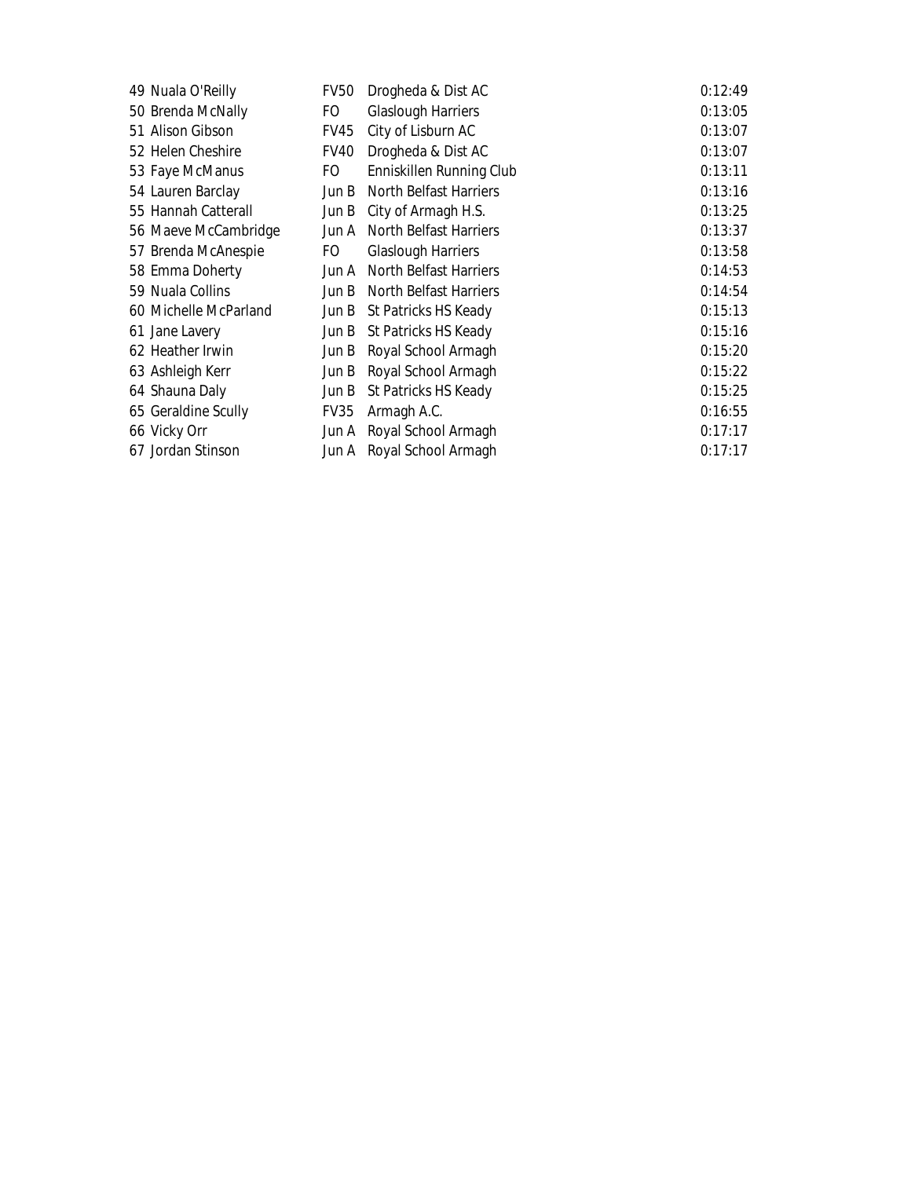| | | | | |
|---|---|---|---|---|
| 49 | Nuala O'Reilly | FV50 | Drogheda & Dist AC | 0:12:49 |
| 50 | Brenda McNally | FO | Glaslough Harriers | 0:13:05 |
| 51 | Alison Gibson | FV45 | City of Lisburn AC | 0:13:07 |
| 52 | Helen Cheshire | FV40 | Drogheda & Dist AC | 0:13:07 |
| 53 | Faye McManus | FO | Enniskillen Running Club | 0:13:11 |
| 54 | Lauren Barclay | Jun B | North Belfast Harriers | 0:13:16 |
| 55 | Hannah Catterall | Jun B | City of Armagh H.S. | 0:13:25 |
| 56 | Maeve McCambridge | Jun A | North Belfast Harriers | 0:13:37 |
| 57 | Brenda McAnespie | FO | Glaslough Harriers | 0:13:58 |
| 58 | Emma Doherty | Jun A | North Belfast Harriers | 0:14:53 |
| 59 | Nuala Collins | Jun B | North Belfast Harriers | 0:14:54 |
| 60 | Michelle McParland | Jun B | St Patricks HS Keady | 0:15:13 |
| 61 | Jane Lavery | Jun B | St Patricks HS Keady | 0:15:16 |
| 62 | Heather Irwin | Jun B | Royal School Armagh | 0:15:20 |
| 63 | Ashleigh Kerr | Jun B | Royal School Armagh | 0:15:22 |
| 64 | Shauna Daly | Jun B | St Patricks HS Keady | 0:15:25 |
| 65 | Geraldine Scully | FV35 | Armagh A.C. | 0:16:55 |
| 66 | Vicky Orr | Jun A | Royal School Armagh | 0:17:17 |
| 67 | Jordan Stinson | Jun A | Royal School Armagh | 0:17:17 |